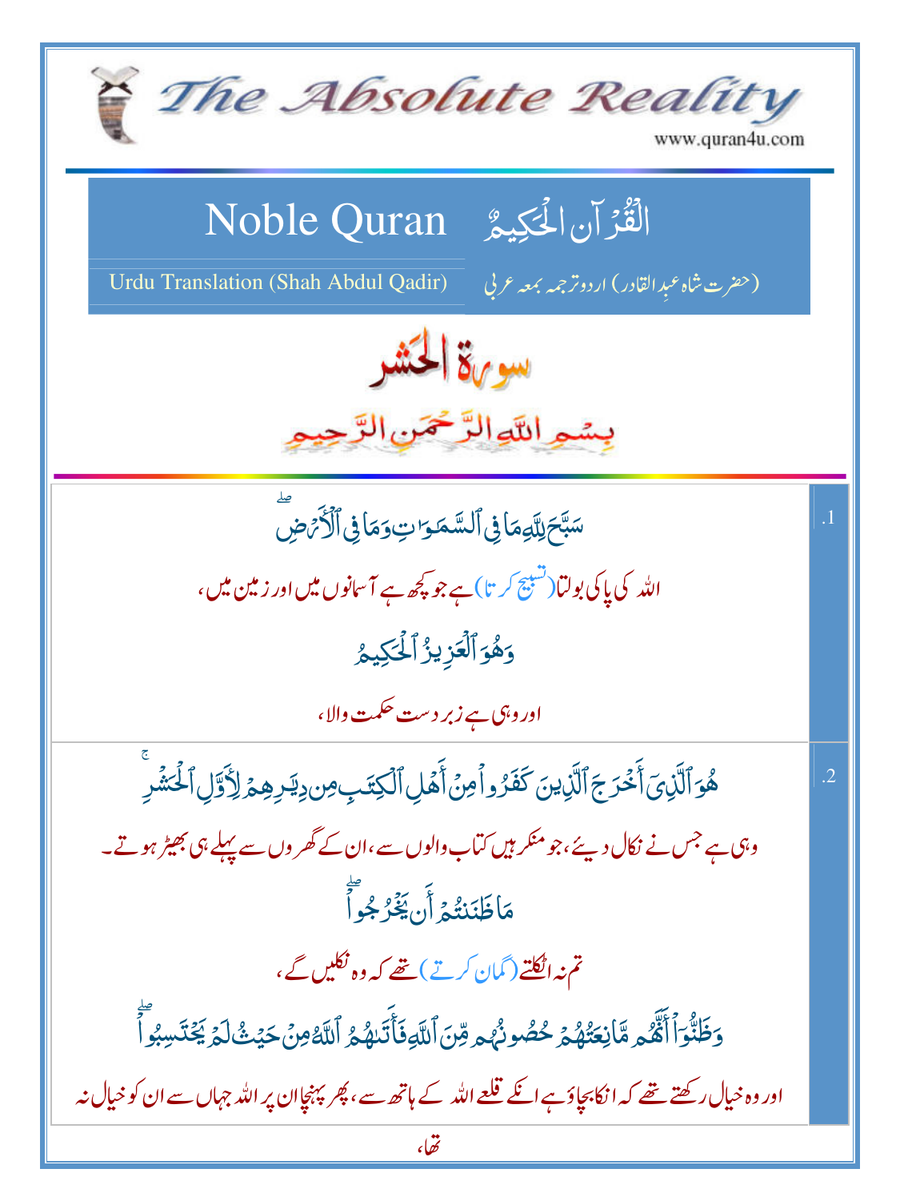# The Absolute Reality

www.quran4u.com

## Noble Quran — الْقُرْآنِ الْحَكِيمُ

Urdu Translation (Shah Abdul Qadir) — (حضرت شاہ عبد القادر) اردو ترجمہ بمعہ عربی

## سورة الحشر

بِسْمِ اللَّهِ الرَّحْمَنِ الرَّحِيمِ

.1

سَبَّحَ لِلَّهِ مَا فِي ٱلسَّمَٰوَٰتِ وَمَا فِي ٱلْأَرْضِ ۖ

اللہ کی پاکی بولتا (تسبیح کرتا) ہے جو کچھ ہے آسمانوں میں اور زمین میں،

وَهُوَ ٱلْعَزِيزُ ٱلْحَكِيمُ

اور وہی ہے زبردست حکمت والا،

.2

هُوَ ٱلَّذِىٓ أَخْرَجَ ٱلَّذِينَ كَفَرُوا۟ مِنْ أَهْلِ ٱلْكِتَٰبِ مِن دِيَٰرِهِمْ لِأَوَّلِ ٱلْحَشْرِ ۚ

وہی ہے جس نے نکال دیئے، جو منکر ہیں کتاب والوں سے، ان کے گھروں سے پہلے ہی بھیڑ ہوتے۔

مَا ظَنَنتُمْ أَن يَخْرُجُوا۟ ۖ

تم نہ اٹکلتے (گمان کرتے) تھے کہ وہ نکلیں گے،

وَظَنُّوٓا۟ أَنَّهُم مَّانِعَتُهُمْ حُصُونُهُم مِّنَ ٱللَّهِ فَأَتَىٰهُمُ ٱللَّهُ مِنْ حَيْثُ لَمْ يَحْتَسِبُوا۟ ۖ

اور وہ خیال رکھتے تھے کہ انکا بچاؤ ہے انکے قلعے اللہ کے ہاتھ سے، پھر پہنچا ان پر اللہ جہاں سے ان کو خیال نہ تھا،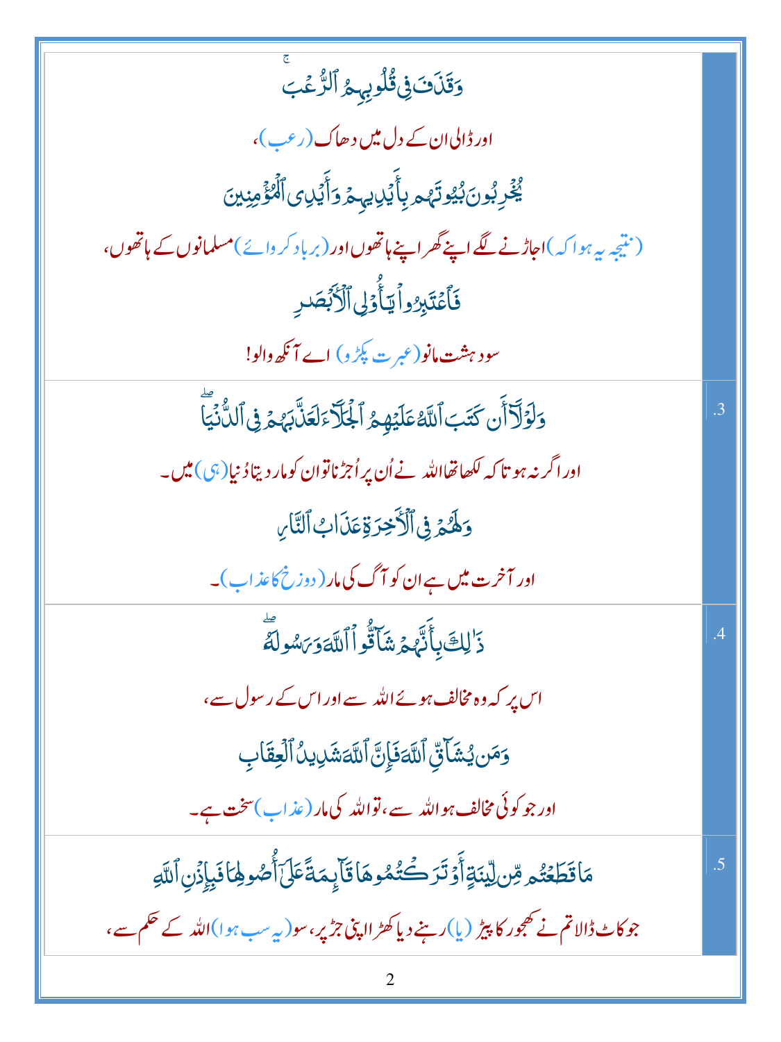| | |
|---|---|
| | وَقَذَفَ فِي قُلُوبِهِمُ ٱلرُّعْبَ ۚ<br><br>اور ڈالی ان کے دل میں دھاک (رعب)،<br><br>يُخْرِبُونَ بُيُوتَهُم بِأَيْدِيهِمْ وَأَيْدِى ٱلْمُؤْمِنِينَ<br><br>(نتیجہ یہ ہوا کہ) اجاڑنے لگے اپنے گھر اپنے ہاتھوں اور (برباد کروائے) مسلمانوں کے ہاتھوں،<br><br>فَٱعْتَبِرُوا۟ يَٰٓأُو۟لِى ٱلْأَبْصَٰرِ<br><br>سو دہشت مانو (عبرت پکڑو) اے آنکھ والو! |
| .3 | وَلَوْلَآ أَن كَتَبَ ٱللَّهُ عَلَيْهِمُ ٱلْجَلَآءَ لَعَذَّبَهُمْ فِى ٱلدُّنْيَا ۖ<br><br>اور اگر نہ ہوتا کہ لکھا تھا اللہ نے اُن پر اُجڑنا تو ان کو مار دیتا دُنیا (ہی) میں۔<br><br>وَلَهُمْ فِى ٱلْءَاخِرَةِ عَذَابُ ٱلنَّارِ<br><br>اور آخرت میں ہے ان کو آگ کی مار (دوزخ کا عذاب)۔ |
| .4 | ذَٰلِكَ بِأَنَّهُمْ شَآقُّوا۟ ٱللَّهَ وَرَسُولَهُۥ ۖ<br><br>اس پر کہ وہ مخالف ہوئے اللہ سے اور اس کے رسول سے،<br><br>وَمَن يُشَآقِّ ٱللَّهَ فَإِنَّ ٱللَّهَ شَدِيدُ ٱلْعِقَابِ<br><br>اور جو کوئی مخالف ہوا اللہ سے، تو اللہ کی مار (عذاب) سخت ہے۔ |
| .5 | مَا قَطَعْتُم مِّن لِّينَةٍ أَوْ تَرَكْتُمُوهَا قَآئِمَةً عَلَىٰٓ أُصُولِهَا فَبِإِذْنِ ٱللَّهِ<br><br>جو کاٹ ڈالا تم نے کھجور کا پیڑ (یا) رہنے دیا کھڑا اپنی جڑ پر، سو (یہ سب ہوا) اللہ کے حکم سے، |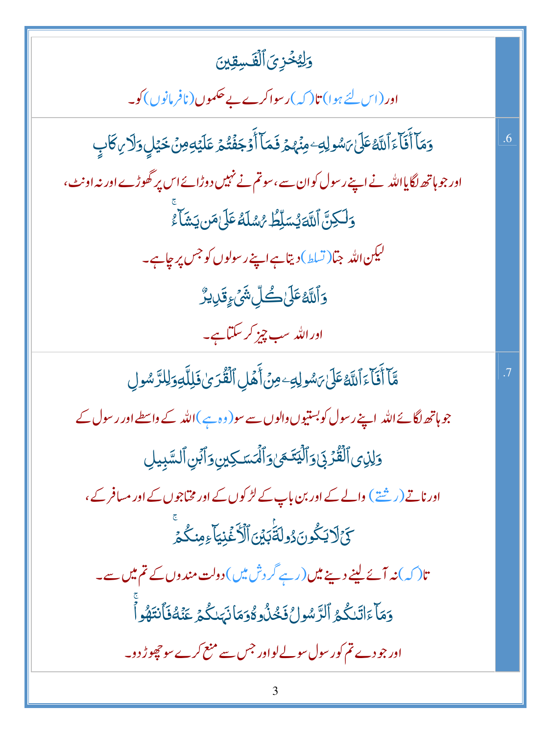وَلِيُخۡزِيَ ٱلۡفَٰسِقِينَ

اور (اس لئے ہوا) تا (کہ) رسوا کرے بے حکموں (نافرمانوں) کو۔

.6

وَمَآ أَفَآءَ ٱللَّهُ عَلَىٰ رَسُولِهِۦ مِنۡهُمۡ فَمَآ أَوۡجَفۡتُمۡ عَلَيۡهِ مِنۡ خَيۡلٖ وَلَا رِكَابٖ

اور جو ہاتھ لگایا اللہ نے اپنے رسول کو ان سے، سو تم نے نہیں دوڑائے اس پر گھوڑے اور نہ اونٹ،

وَلَٰكِنَّ ٱللَّهَ يُسَلِّطُ رُسُلَهُۥ عَلَىٰ مَن يَشَآءُۚ

لیکن اللہ جتا (تسلط) دیتا ہے اپنے رسولوں کو جس پر چاہے۔

وَٱللَّهُ عَلَىٰ كُلِّ شَيۡءٖ قَدِيرٞ

اور اللہ سب چیز کر سکتا ہے۔

.7

مَّآ أَفَآءَ ٱللَّهُ عَلَىٰ رَسُولِهِۦ مِنۡ أَهۡلِ ٱلۡقُرَىٰ فَلِلَّهِ وَلِلرَّسُولِ

جو ہاتھ لگائے اللہ اپنے رسول کو بستیوں والوں سے سو (وہ ہے) اللہ کے واسطے اور رسول کے

وَلِذِي ٱلۡقُرۡبَىٰ وَٱلۡيَتَٰمَىٰ وَٱلۡمَسَٰكِينِ وَٱبۡنِ ٱلسَّبِيلِ

اور ناتے (رشتے) والے کے اور بن باپ کے لڑکوں کے اور محتاجوں کے اور مسافر کے،

كَيۡ لَا يَكُونَ دُولَةَۢ بَيۡنَ ٱلۡأَغۡنِيَآءِ مِنكُمۡۚ

تا (کہ) نہ آئے لینے دینے میں (رہے گردش میں) دولت مندوں کے تم میں سے۔

وَمَآ ءَاتَىٰكُمُ ٱلرَّسُولُ فَخُذُوهُ وَمَا نَهَىٰكُمۡ عَنۡهُ فَٱنتَهُواْۚ

اور جو دے تم کو رسول سو لے لو اور جس سے منع کرے سو چھوڑ دو۔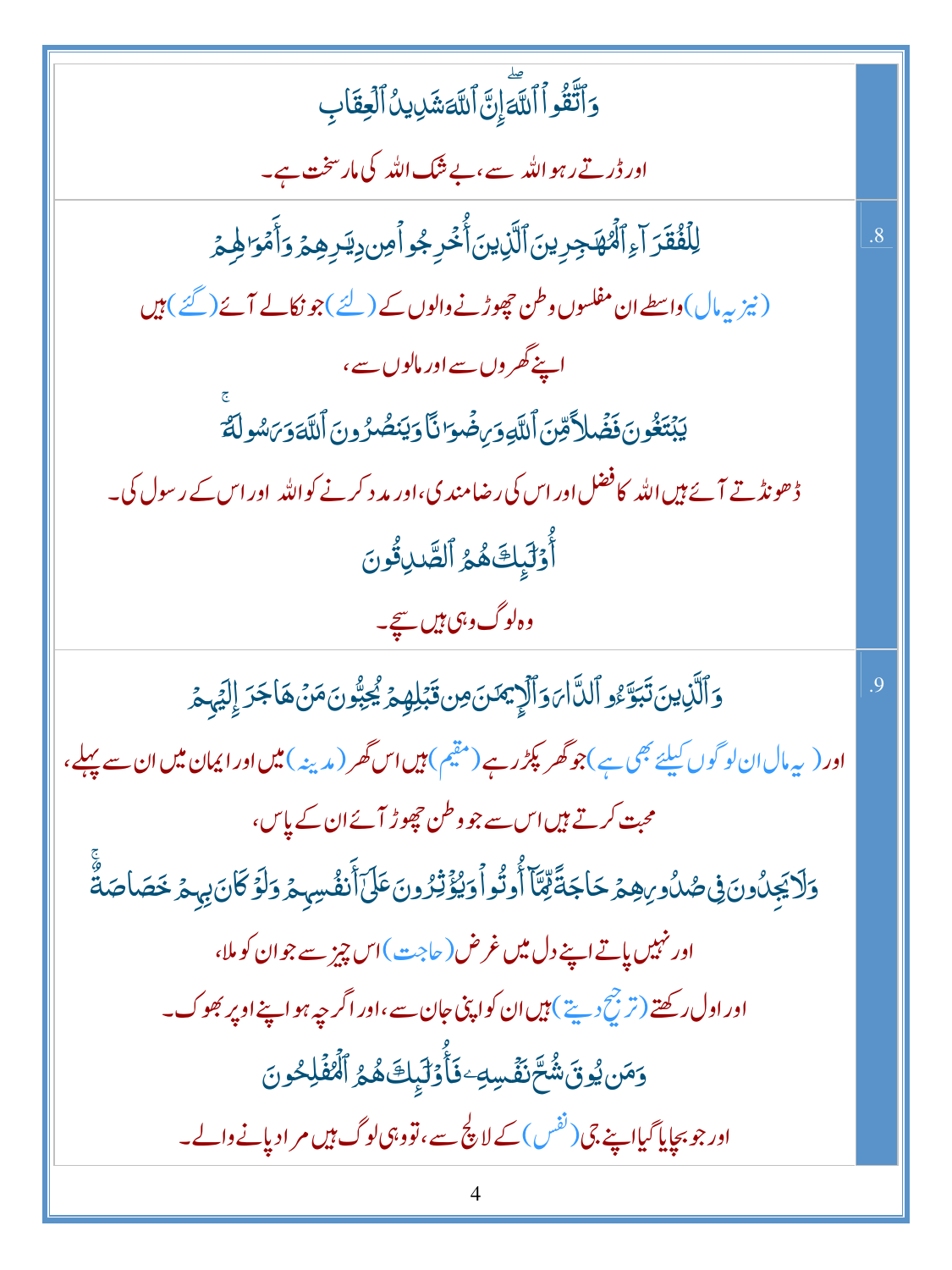وَٱتَّقُواْ ٱللَّهَۖ إِنَّ ٱللَّهَ شَدِيدُ ٱلْعِقَابِ

اور ڈرتے رہو اللہ سے، بے شک اللہ کی مار سخت ہے۔

.8

لِلْفُقَرَآءِ ٱلْمُهَٰجِرِينَ ٱلَّذِينَ أُخْرِجُواْ مِن دِيَٰرِهِمْ وَأَمْوَٰلِهِمْ

(نیز یہ مال) واسطے ان مفلسوں وطن چھوڑنے والوں کے (لئے) جو نکالے آئے (گئے) ہیں اپنے گھروں سے اور مالوں سے،

يَبْتَغُونَ فَضْلًا مِّنَ ٱللَّهِ وَرِضْوَٰنًا وَيَنصُرُونَ ٱللَّهَ وَرَسُولَهُۥٓۚ

ڈھونڈتے آئے ہیں اللہ کا فضل اور اس کی رضامندی، اور مدد کرنے کو اللہ اور اس کے رسول کی۔

أُوْلَٰٓئِكَ هُمُ ٱلصَّٰدِقُونَ

وہ لوگ وہی ہیں سچے۔

.9

وَٱلَّذِينَ تَبَوَّءُو ٱلدَّارَ وَٱلْإِيمَٰنَ مِن قَبْلِهِمْ يُحِبُّونَ مَنْ هَاجَرَ إِلَيْهِمْ

اور (یہ مال ان لوگوں کیلئے بھی ہے) جو گھر پکڑ رہے (مقیم) ہیں اس گھر (مدینہ) میں اور ایمان میں ان سے پہلے، محبت کرتے ہیں اس سے جو وطن چھوڑ آئے ان کے پاس،

وَلَا يَجِدُونَ فِى صُدُورِهِمْ حَاجَةً مِّمَّآ أُوتُواْ وَيُؤْثِرُونَ عَلَىٰٓ أَنفُسِهِمْ وَلَوْ كَانَ بِهِمْ خَصَاصَةٌۚ

اور نہیں پاتے اپنے دل میں غرض (حاجت) اس چیز سے جو ان کو ملا، اور اول رکھتے (ترجیح دیتے) ہیں ان کو اپنی جان سے، اور اگرچہ ہو اپنے اوپر بھوک۔

وَمَن يُوقَ شُحَّ نَفْسِهِۦ فَأُوْلَٰٓئِكَ هُمُ ٱلْمُفْلِحُونَ

اور جو بچایا گیا اپنے جی (نفس) کے لالچ سے، تو وہی لوگ ہیں مراد پانے والے۔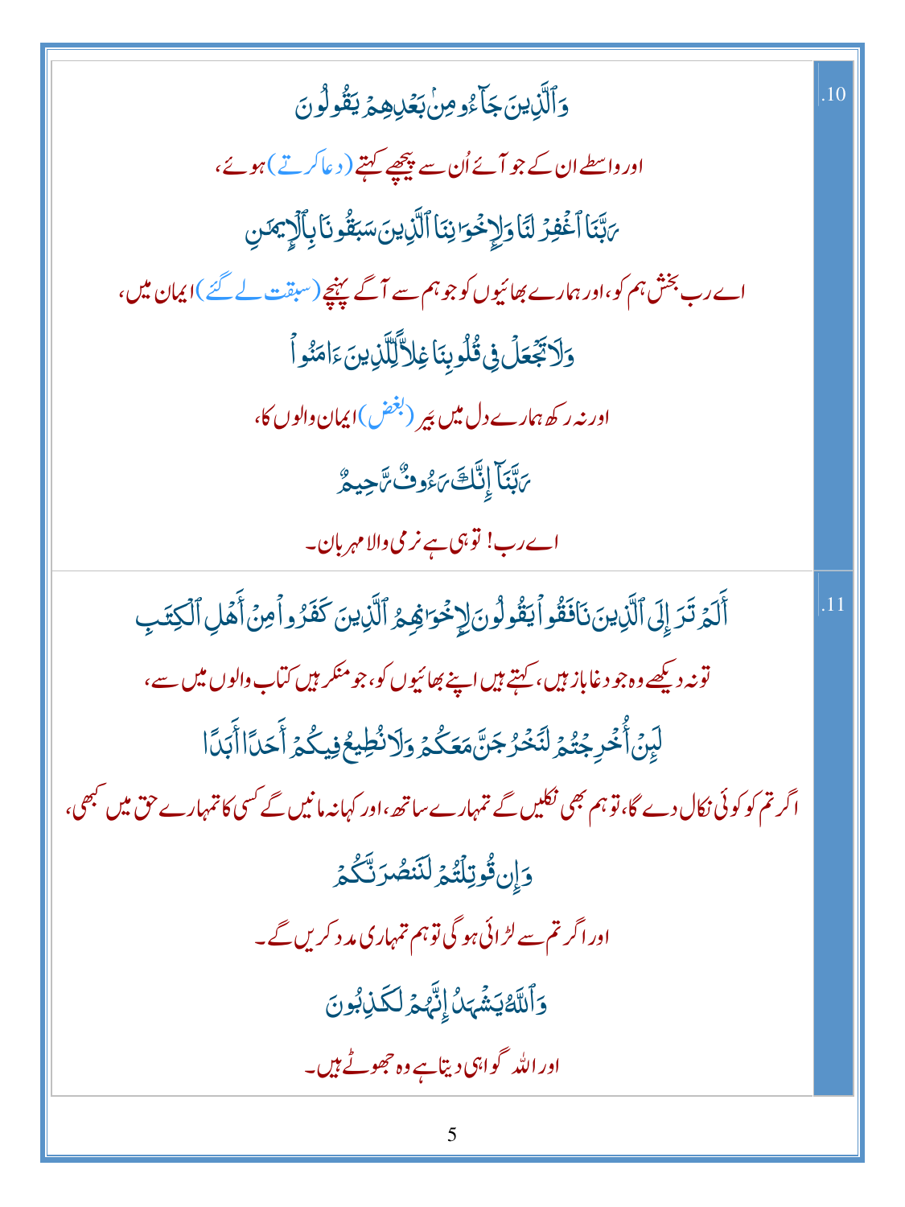.10

وَٱلَّذِينَ جَآءُو مِنۢ بَعۡدِهِمۡ يَقُولُونَ

اور واسطے ان کے جو آئے اُن سے پیچھے کہتے (دعا کرتے) ہوئے،

رَبَّنَا ٱغۡفِرۡ لَنَا وَلِإِخۡوَٰنِنَا ٱلَّذِينَ سَبَقُونَا بِٱلۡإِيمَٰنِ

اے رب بخش ہم کو، اور ہمارے بھائیوں کو جو ہم سے آگے پہنچے (سبقت لے گئے) ایمان میں،

وَلَا تَجۡعَلۡ فِي قُلُوبِنَا غِلّٗا لِّلَّذِينَ ءَامَنُواْ

اور نہ رکھ ہمارے دل میں بیر (بغض) ایمان والوں کا،

رَبَّنَآ إِنَّكَ رَءُوفٞ رَّحِيمٌ

اے رب! تو ہی ہے نرمی والا مہربان۔

.11

أَلَمۡ تَرَ إِلَى ٱلَّذِينَ نَافَقُواْ يَقُولُونَ لِإِخۡوَٰنِهِمُ ٱلَّذِينَ كَفَرُواْ مِنۡ أَهۡلِ ٱلۡكِتَٰبِ

تو نہ دیکھے وہ جو دغاباز ہیں، کہتے ہیں اپنے بھائیوں کو، جو منکر ہیں کتاب والوں میں سے،

لَئِنۡ أُخۡرِجۡتُمۡ لَنَخۡرُجَنَّ مَعَكُمۡ وَلَا نُطِيعُ فِيكُمۡ أَحَدًا أَبَدٗا

اگر تم کو کوئی نکال دے گا، تو ہم بھی نکلیں گے تمہارے ساتھ، اور کہا نہ مانیں گے کسی کا تمہارے حق میں کبھی،

وَإِن قُوتِلۡتُمۡ لَنَنصُرَنَّكُمۡ

اور اگر تم سے لڑائی ہوگی تو ہم تمہاری مدد کریں گے۔

وَٱللَّهُ يَشۡهَدُ إِنَّهُمۡ لَكَٰذِبُونَ

اور اللہ گواہی دیتا ہے وہ جھوٹے ہیں۔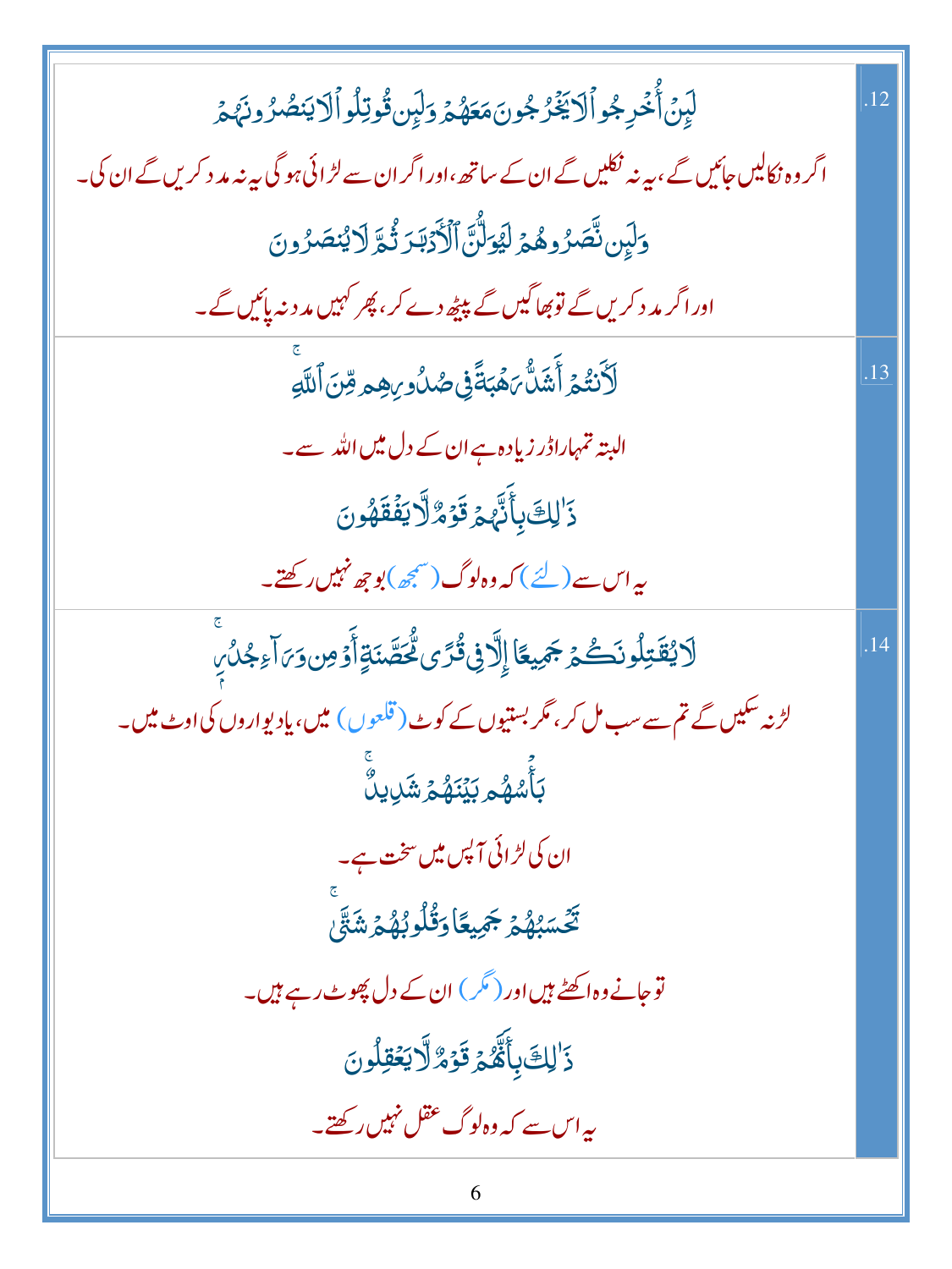| | |
|---|---|
| .12 | لَئِنۡ أُخۡرِجُواْ لَا يَخۡرُجُونَ مَعَهُمۡ وَلَئِن قُوتِلُواْ لَا يَنصُرُونَهُمۡ<br>اگر وہ نکالیں جائیں گے، یہ نہ نکلیں گے ان کے ساتھ، اور اگر ان سے لڑائی ہو گی یہ نہ مدد کریں گے ان کی۔<br>وَلَئِن نَّصَرُوهُمۡ لَيُوَلُّنَّ ٱلۡأَدۡبَٰرَ ثُمَّ لَا يُنصَرُونَ<br>اور اگر مدد کریں گے تو بھاگیں گے پیٹھ دے کر، پھر کہیں مدد نہ پائیں گے۔ |
| .13 | لَأَنتُمۡ أَشَدُّ رَهۡبَةً فِي صُدُورِهِم مِّنَ ٱللَّهِۚ<br>البتہ تمہارا ڈر زیادہ ہے ان کے دل میں اللہ سے۔<br>ذَٰلِكَ بِأَنَّهُمۡ قَوۡمٌ لَّا يَفۡقَهُونَ<br>یہ اس سے (لئے) کہ وہ لوگ (سمجھ) بوجھ نہیں رکھتے۔ |
| .14 | لَا يُقَٰتِلُونَكُمۡ جَمِيعًا إِلَّا فِي قُرًى مُّحَصَّنَةٍ أَوۡ مِن وَرَآءِ جُدُرِۭۚ<br>لڑ نہ سکیں گے تم سے سب مل کر، مگر بستیوں کے کوٹ (قلعوں) میں، یا دیواروں کی اوٹ میں۔<br>بَأۡسُهُم بَيۡنَهُمۡ شَدِيدٌۚ<br>ان کی لڑائی آپس میں سخت ہے۔<br>تَحۡسَبُهُمۡ جَمِيعًا وَقُلُوبُهُمۡ شَتَّىٰۚ<br>تو جانے وہ اکٹھے ہیں اور (مگر) ان کے دل پھوٹ رہے ہیں۔<br>ذَٰلِكَ بِأَنَّهُمۡ قَوۡمٌ لَّا يَعۡقِلُونَ<br>یہ اس سے کہ وہ لوگ عقل نہیں رکھتے۔ |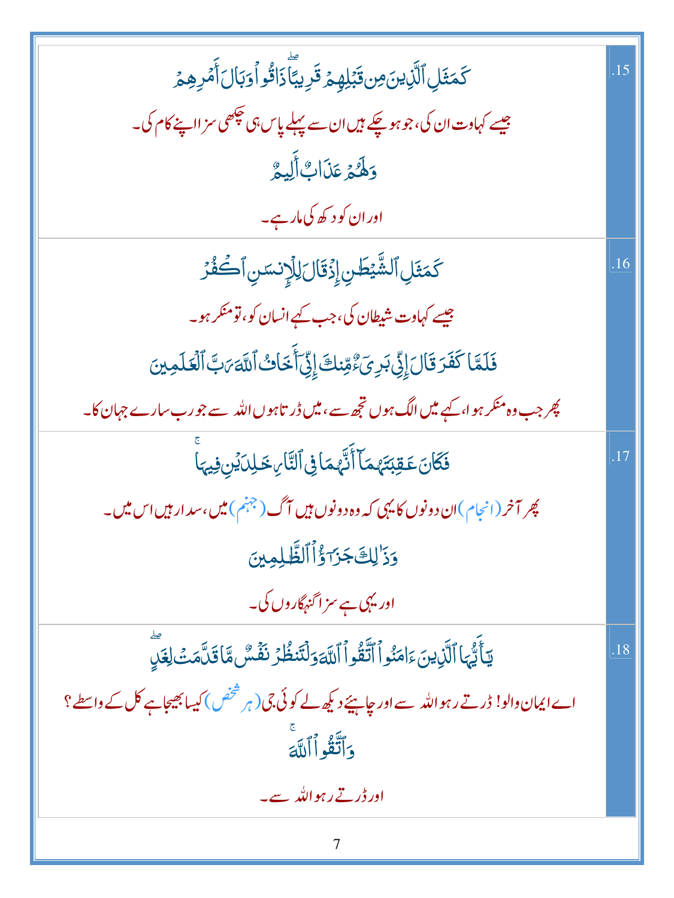| | |
|---|---|
| .15 | كَمَثَلِ ٱلَّذِينَ مِن قَبْلِهِمْ قَرِيبًاۖ ذَاقُوا۟ وَبَالَ أَمْرِهِمْ<br>جیسے کہاوت ان کی، جو ہو چکے ہیں ان سے پہلے پاس ہی چکھی سزا اپنے کام کی۔<br>وَلَهُمْ عَذَابٌ أَلِيمٌ<br>اور ان کو دکھ کی مار ہے۔ |
| .16 | كَمَثَلِ ٱلشَّيْطَٰنِ إِذْ قَالَ لِلْإِنسَٰنِ ٱكْفُرْ<br>جیسے کہاوت شیطان کی، جب کہے انسان کو، تو منکر ہو۔<br>فَلَمَّا كَفَرَ قَالَ إِنِّى بَرِىٓءٌ مِّنكَ إِنِّىٓ أَخَافُ ٱللَّهَ رَبَّ ٱلْعَٰلَمِينَ<br>پھر جب وہ منکر ہوا، کہے میں الگ ہوں تجھ سے، میں ڈرتا ہوں اللہ سے جو رب سارے جہان کا۔ |
| .17 | فَكَانَ عَٰقِبَتَهُمَآ أَنَّهُمَا فِى ٱلنَّارِ خَٰلِدَيْنِ فِيهَاۚ<br>پھر آخر (انجام) ان دونوں کا یہی کہ وہ دونوں ہیں آگ (جہنم) میں، سدا رہیں اس میں۔<br>وَذَٰلِكَ جَزَٰٓؤُا۟ ٱلظَّٰلِمِينَ<br>اور یہی ہے سزا گنہگاروں کی۔ |
| .18 | يَٰٓأَيُّهَا ٱلَّذِينَ ءَامَنُوا۟ ٱتَّقُوا۟ ٱللَّهَ وَلْتَنظُرْ نَفْسٌ مَّا قَدَّمَتْ لِغَدٍۖ<br>اے ایمان والو! ڈرتے رہو اللہ سے اور چاہیئے دیکھ لے کوئی جی (ہر شخص) کیسا بھیجا ہے کل کے واسطے؟<br>وَٱتَّقُوا۟ ٱللَّهَۚ<br>اور ڈرتے رہو اللہ سے۔ |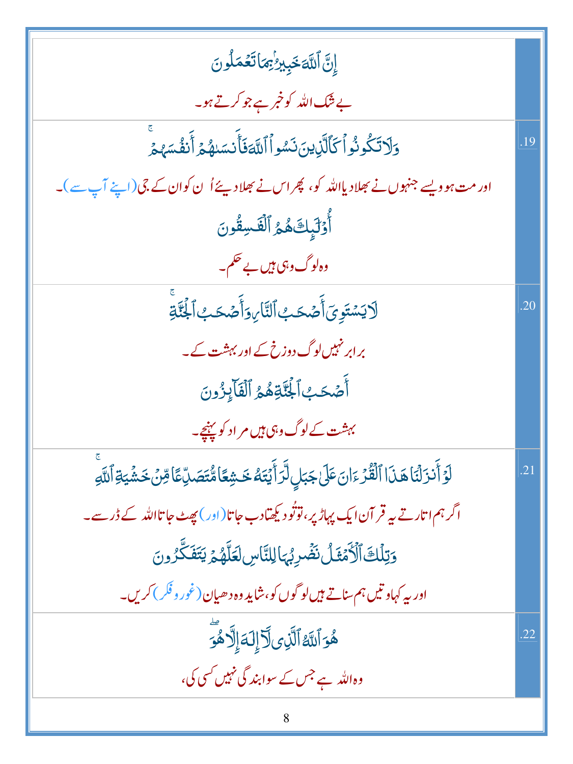| | |
|---|---|
| إِنَّ ٱللَّهَ خَبِيرُۢ بِمَا تَعۡمَلُونَ<br>بے شک اللہ کو خبر ہے جو کرتے ہو۔ | |
| وَلَا تَكُونُواْ كَٱلَّذِينَ نَسُواْ ٱللَّهَ فَأَنسَىٰهُمۡ أَنفُسَهُمۡۚ<br>اور مت ہو ویسے جنہوں نے بھلا دیا اللہ کو، پھر اس نے بھلا دیئے اُن کو ان کے جی (اپنے آپ سے)۔<br>أُوْلَٰٓئِكَ هُمُ ٱلۡفَٰسِقُونَ<br>وہ لوگ وہی ہیں بے حکم۔ | .19 |
| لَا يَسۡتَوِيٓ أَصۡحَٰبُ ٱلنَّارِ وَأَصۡحَٰبُ ٱلۡجَنَّةِۚ<br>برابر نہیں لوگ دوزخ کے اور بہشت کے۔<br>أَصۡحَٰبُ ٱلۡجَنَّةِ هُمُ ٱلۡفَآئِزُونَ<br>بہشت کے لوگ وہی ہیں مراد کو پہنچے۔ | .20 |
| لَوۡ أَنزَلۡنَا هَٰذَا ٱلۡقُرۡءَانَ عَلَىٰ جَبَلٖ لَّرَأَيۡتَهُۥ خَٰشِعٗا مُّتَصَدِّعٗا مِّنۡ خَشۡيَةِ ٱللَّهِۚ<br>اگر ہم اتارتے یہ قرآن ایک پہاڑ پر، تو تُو دیکھتا دب جاتا (اور) پھٹ جاتا اللہ کے ڈر سے۔<br>وَتِلۡكَ ٱلۡأَمۡثَٰلُ نَضۡرِبُهَا لِلنَّاسِ لَعَلَّهُمۡ يَتَفَكَّرُونَ<br>اور یہ کہاوتیں ہم سناتے ہیں لوگوں کو، شاید وہ دھیان (غور و فکر) کریں۔ | .21 |
| هُوَ ٱللَّهُ ٱلَّذِي لَآ إِلَٰهَ إِلَّا هُوَۖ<br>وہ اللہ ہے جس کے سوا بندگی نہیں کسی کی، | .22 |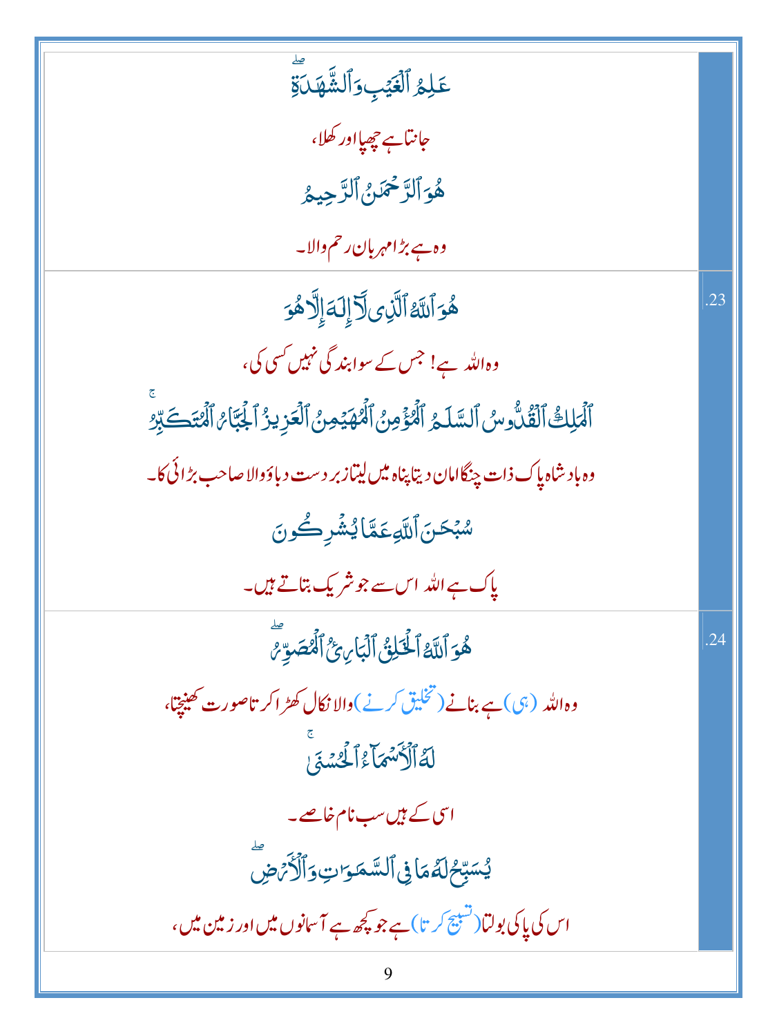| | |
|---|---|
| عَٰلِمُ ٱلْغَيْبِ وَٱلشَّهَٰدَةِ ۖ<br><br>جانتا ہے چھپا اور کھلا،<br><br>هُوَ ٱلرَّحْمَٰنُ ٱلرَّحِيمُ<br><br>وہ ہے بڑا مہربان رحم والا۔ | |
| هُوَ ٱللَّهُ ٱلَّذِى لَآ إِلَٰهَ إِلَّا هُوَ<br><br>وہ اللہ ہے! جس کے سوا بندگی نہیں کسی کی،<br><br>ٱلْمَلِكُ ٱلْقُدُّوسُ ٱلسَّلَٰمُ ٱلْمُؤْمِنُ ٱلْمُهَيْمِنُ ٱلْعَزِيزُ ٱلْجَبَّارُ ٱلْمُتَكَبِّرُ ۚ<br><br>وہ بادشاہ پاک ذات چنگا امان دیتا پناہ میں لیتا زبردست دباؤ والا صاحب بڑائی کا۔<br><br>سُبْحَٰنَ ٱللَّهِ عَمَّا يُشْرِكُونَ<br><br>پاک ہے اللہ اس سے جو شریک بتاتے ہیں۔ | .23 |
| هُوَ ٱللَّهُ ٱلْخَٰلِقُ ٱلْبَارِئُ ٱلْمُصَوِّرُ ۖ<br><br>وہ اللہ (ہی) ہے بنانے (تخلیق کرنے) والا نکال کھڑا کرتا صورت کھینچتا،<br><br>لَهُ ٱلْأَسْمَآءُ ٱلْحُسْنَىٰ ۚ<br><br>اسی کے ہیں سب نام خاصے۔<br><br>يُسَبِّحُ لَهُۥ مَا فِى ٱلسَّمَٰوَٰتِ وَٱلْأَرْضِ ۖ<br><br>اس کی پاکی بولتا (تسبیح کرتا) ہے جو کچھ ہے آسمانوں میں اور زمین میں، | .24 |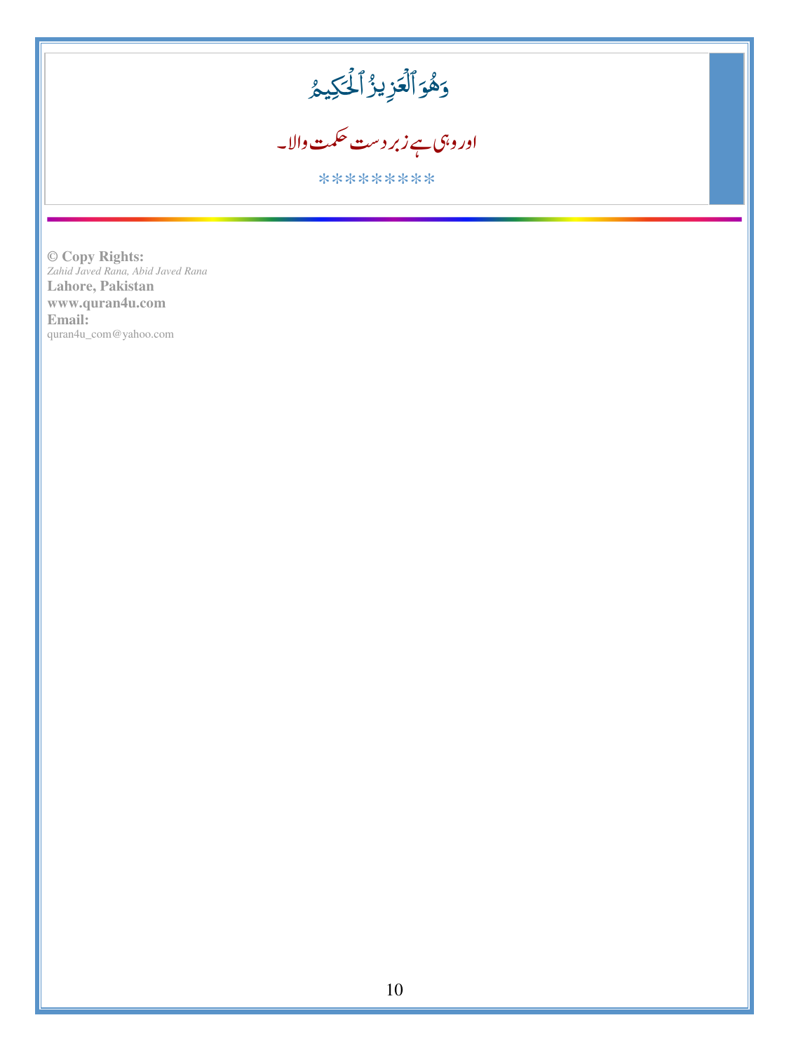وَهُوَ ٱلۡعَزِيزُ ٱلۡحَكِيمُ

اور وہی ہے زبردست حکمت والا۔

*********

**© Copy Rights:**
*Zahid Javed Rana, Abid Javed Rana*
**Lahore, Pakistan**
**www.quran4u.com**
**Email:**
quran4u_com@yahoo.com